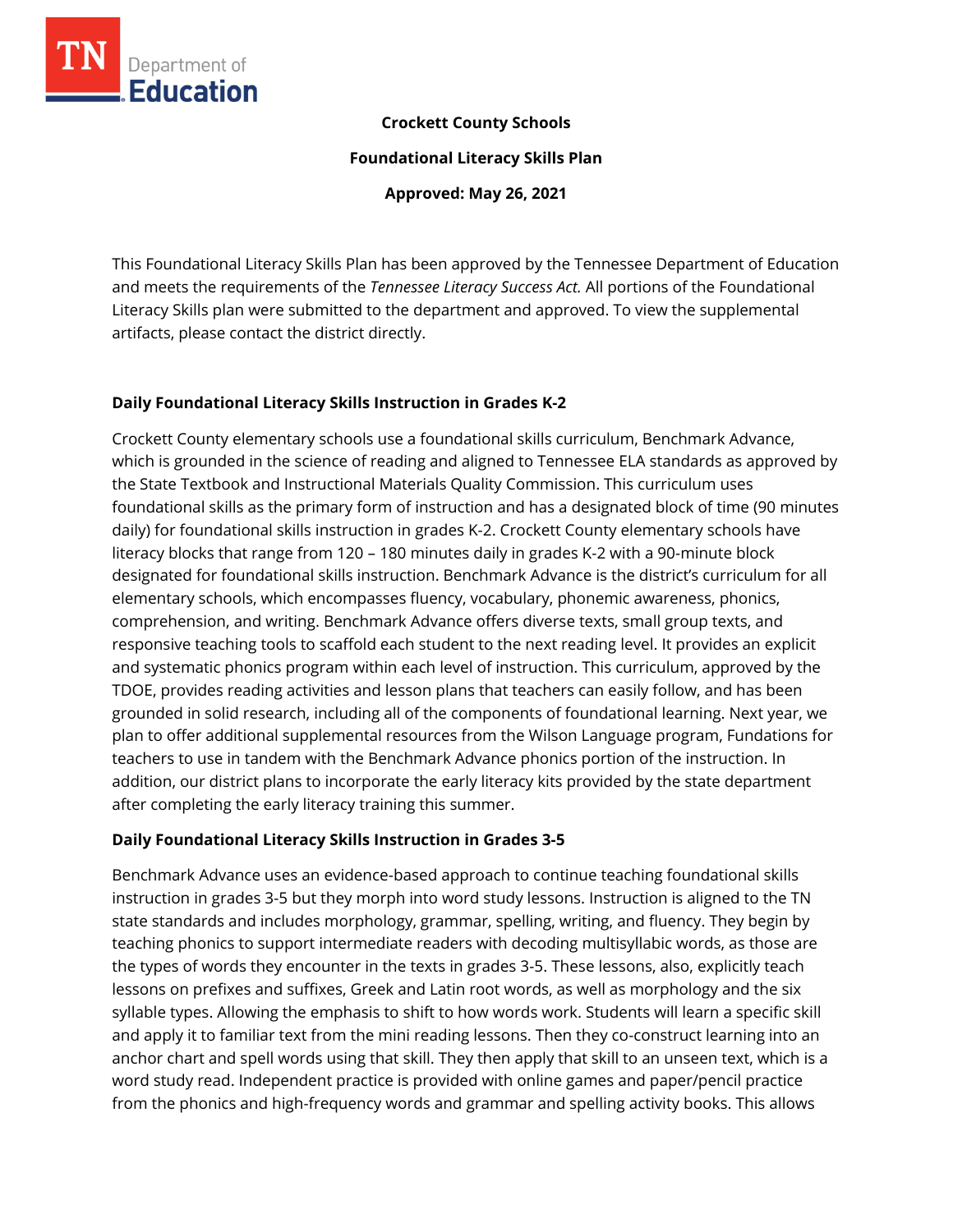**Crockett County Schools**

**Foundational Literacy Skills Plan**

**Approved: May 26, 2021**

This Foundational Literacy Skills Plan has been approved by the Tennessee Department of Education and meets the requirements of the *Tennessee Literacy Success Act.* All portions of the Foundational Literacy Skills plan were submitted to the department and approved. To view the supplemental artifacts, please contact the district directly.

## Daily Foundational Literacy Skills Instruction in Grades K-2

Crockett County elementary schools use a foundational skills curriculum, Benchmark Advance, which is grounded in the science of reading and aligned to Tennessee ELA standards as approved by the State Textbook and Instructional Materials Quality Commission. This curriculum uses foundational skills as the primary form of instruction and has a designated block of time (90 minutes daily) for foundational skills instruction in grades K-2. Crockett County elementary schools have literacy blocks that range from 120 – 180 minutes daily in grades K-2 with a 90-minute block designated for foundational skills instruction. Benchmark Advance is the district's curriculum for all elementary schools, which encompasses fluency, vocabulary, phonemic awareness, phonics, comprehension, and writing. Benchmark Advance offers diverse texts, small group texts, and responsive teaching tools to scaffold each student to the next reading level. It provides an explicit and systematic phonics program within each level of instruction. This curriculum, approved by the TDOE, provides reading activities and lesson plans that teachers can easily follow, and has been grounded in solid research, including all of the components of foundational learning. Next year, we plan to offer additional supplemental resources from the Wilson Language program, Fundations for teachers to use in tandem with the Benchmark Advance phonics portion of the instruction. In addition, our district plans to incorporate the early literacy kits provided by the state department after completing the early literacy training this summer.

## Daily Foundational Literacy Skills Instruction in Grades 3-5

Benchmark Advance uses an evidence-based approach to continue teaching foundational skills instruction in grades 3-5 but they morph into word study lessons. Instruction is aligned to the TN state standards and includes morphology, grammar, spelling, writing, and fluency. They begin by teaching phonics to support intermediate readers with decoding multisyllabic words, as those are the types of words they encounter in the texts in grades 3-5. These lessons, also, explicitly teach lessons on prefixes and suffixes, Greek and Latin root words, as well as morphology and the six syllable types. Allowing the emphasis to shift to how words work. Students will learn a specific skill and apply it to familiar text from the mini reading lessons. Then they co-construct learning into an anchor chart and spell words using that skill. They then apply that skill to an unseen text, which is a word study read. Independent practice is provided with online games and paper/pencil practice from the phonics and high-frequency words and grammar and spelling activity books. This allows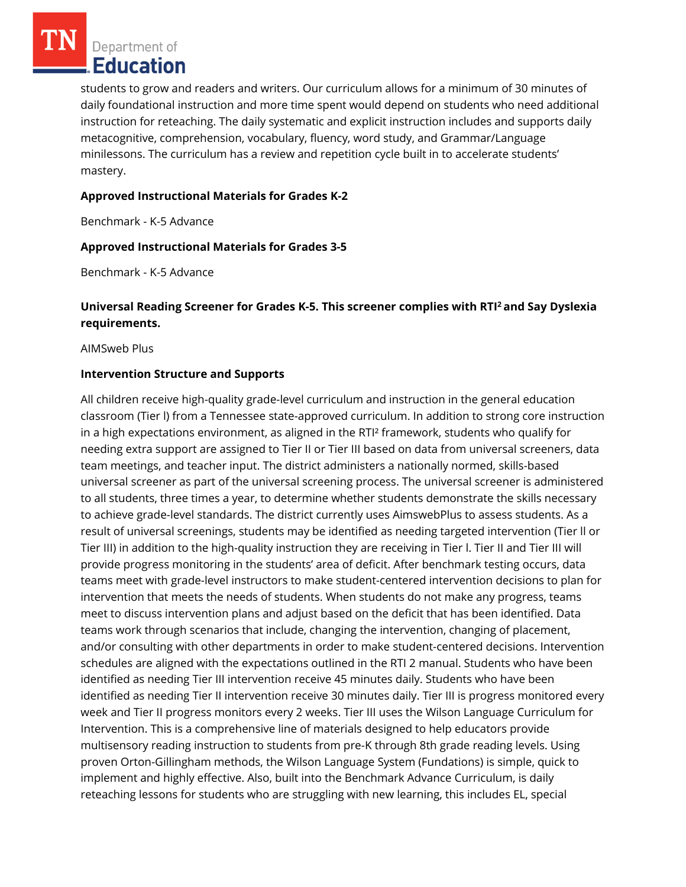students to grow and readers and writers. Our curriculum allows for a minimum of 30 minutes of daily foundational instruction and more time spent would depend on students who need additional instruction for reteaching. The daily systematic and explicit instruction includes and supports daily metacognitive, comprehension, vocabulary, fluency, word study, and Grammar/Language minilessons. The curriculum has a review and repetition cycle built in to accelerate students' mastery.

**Approved Instructional Materials for Grades K-2**

Benchmark - K-5 Advance

**Approved Instructional Materials for Grades 3-5**

Benchmark - K-5 Advance

**Universal Reading Screener for Grades K-5. This screener complies with RTI² and Say Dyslexia requirements.**

AIMSweb Plus

**Intervention Structure and Supports**

All children receive high-quality grade-level curriculum and instruction in the general education classroom (Tier l) from a Tennessee state-approved curriculum. In addition to strong core instruction in a high expectations environment, as aligned in the RTI² framework, students who qualify for needing extra support are assigned to Tier II or Tier III based on data from universal screeners, data team meetings, and teacher input. The district administers a nationally normed, skills-based universal screener as part of the universal screening process. The universal screener is administered to all students, three times a year, to determine whether students demonstrate the skills necessary to achieve grade-level standards. The district currently uses AimswebPlus to assess students. As a result of universal screenings, students may be identified as needing targeted intervention (Tier ll or Tier III) in addition to the high-quality instruction they are receiving in Tier l. Tier II and Tier III will provide progress monitoring in the students' area of deficit. After benchmark testing occurs, data teams meet with grade-level instructors to make student-centered intervention decisions to plan for intervention that meets the needs of students. When students do not make any progress, teams meet to discuss intervention plans and adjust based on the deficit that has been identified. Data teams work through scenarios that include, changing the intervention, changing of placement, and/or consulting with other departments in order to make student-centered decisions. Intervention schedules are aligned with the expectations outlined in the RTI 2 manual. Students who have been identified as needing Tier III intervention receive 45 minutes daily. Students who have been identified as needing Tier II intervention receive 30 minutes daily. Tier III is progress monitored every week and Tier II progress monitors every 2 weeks. Tier III uses the Wilson Language Curriculum for Intervention. This is a comprehensive line of materials designed to help educators provide multisensory reading instruction to students from pre-K through 8th grade reading levels. Using proven Orton-Gillingham methods, the Wilson Language System (Fundations) is simple, quick to implement and highly effective. Also, built into the Benchmark Advance Curriculum, is daily reteaching lessons for students who are struggling with new learning, this includes EL, special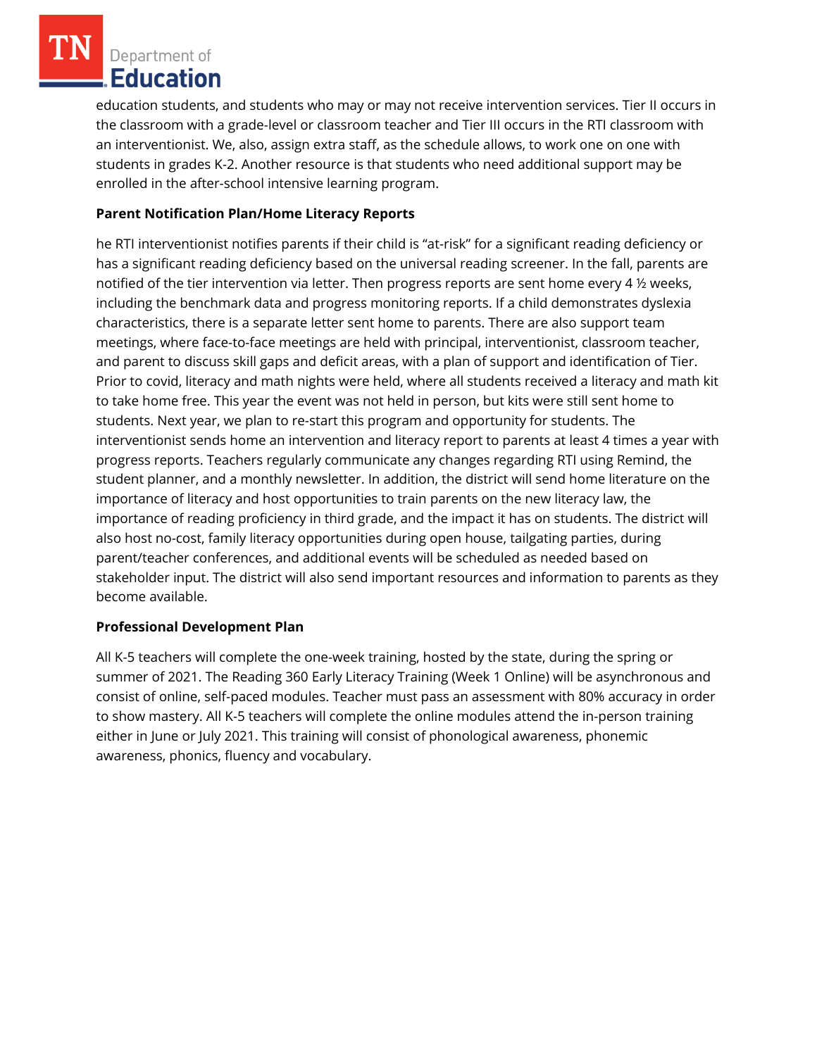education students, and students who may or may not receive intervention services. Tier II occurs in the classroom with a grade-level or classroom teacher and Tier III occurs in the RTI classroom with an interventionist. We, also, assign extra staff, as the schedule allows, to work one on one with students in grades K-2. Another resource is that students who need additional support may be enrolled in the after-school intensive learning program.

**Parent Notification Plan/Home Literacy Reports**

he RTI interventionist notifies parents if their child is "at-risk" for a significant reading deficiency or has a significant reading deficiency based on the universal reading screener. In the fall, parents are notified of the tier intervention via letter. Then progress reports are sent home every 4 ½ weeks, including the benchmark data and progress monitoring reports. If a child demonstrates dyslexia characteristics, there is a separate letter sent home to parents. There are also support team meetings, where face-to-face meetings are held with principal, interventionist, classroom teacher, and parent to discuss skill gaps and deficit areas, with a plan of support and identification of Tier. Prior to covid, literacy and math nights were held, where all students received a literacy and math kit to take home free. This year the event was not held in person, but kits were still sent home to students. Next year, we plan to re-start this program and opportunity for students. The interventionist sends home an intervention and literacy report to parents at least 4 times a year with progress reports. Teachers regularly communicate any changes regarding RTI using Remind, the student planner, and a monthly newsletter. In addition, the district will send home literature on the importance of literacy and host opportunities to train parents on the new literacy law, the importance of reading proficiency in third grade, and the impact it has on students. The district will also host no-cost, family literacy opportunities during open house, tailgating parties, during parent/teacher conferences, and additional events will be scheduled as needed based on stakeholder input. The district will also send important resources and information to parents as they become available.

**Professional Development Plan**

All K-5 teachers will complete the one-week training, hosted by the state, during the spring or summer of 2021. The Reading 360 Early Literacy Training (Week 1 Online) will be asynchronous and consist of online, self-paced modules. Teacher must pass an assessment with 80% accuracy in order to show mastery. All K-5 teachers will complete the online modules attend the in-person training either in June or July 2021. This training will consist of phonological awareness, phonemic awareness, phonics, fluency and vocabulary.